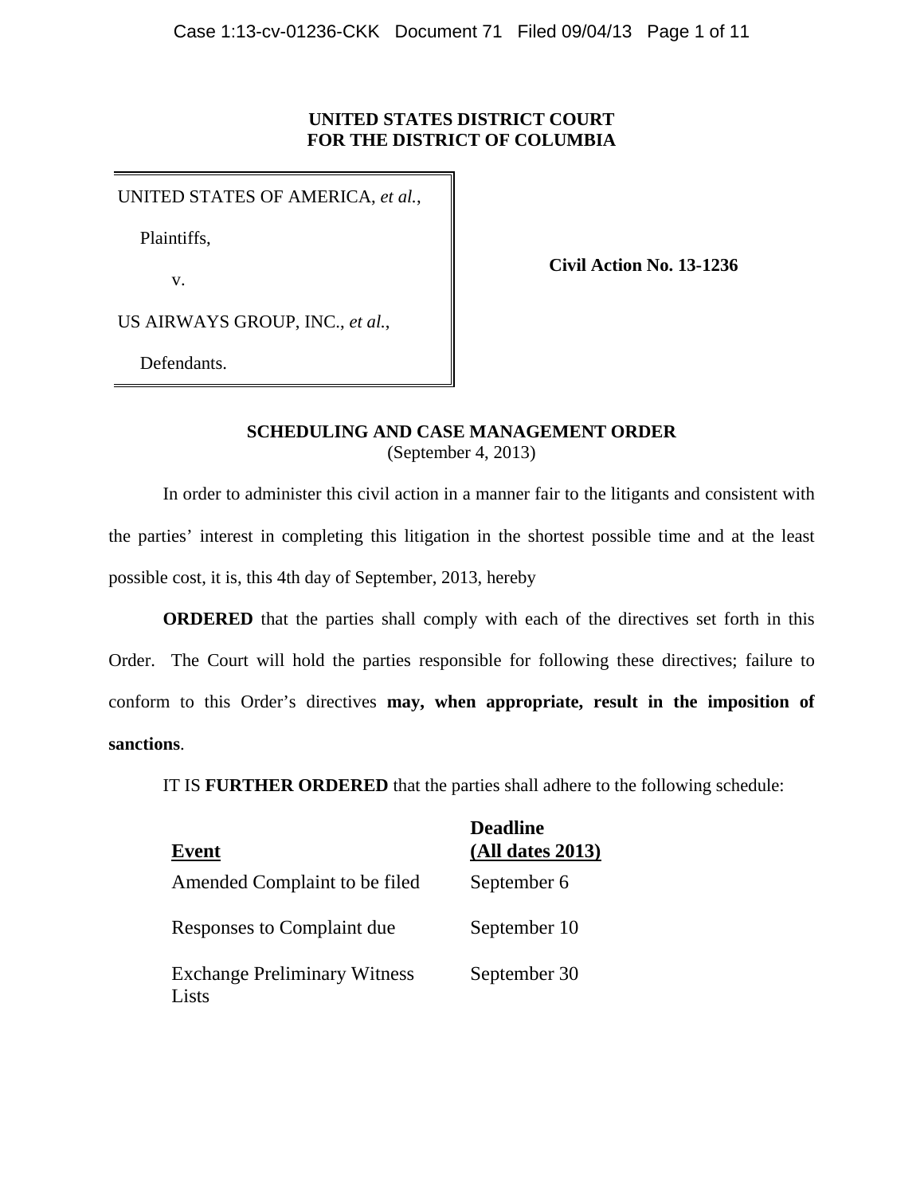**UNITED STATES DISTRICT COURT**
**FOR THE DISTRICT OF COLUMBIA**

UNITED STATES OF AMERICA, *et al.*,

Plaintiffs,

v.

US AIRWAYS GROUP, INC., *et al.*,

Defendants.

**Civil Action No. 13-1236**

**SCHEDULING AND CASE MANAGEMENT ORDER**
(September 4, 2013)

In order to administer this civil action in a manner fair to the litigants and consistent with the parties' interest in completing this litigation in the shortest possible time and at the least possible cost, it is, this 4th day of September, 2013, hereby

**ORDERED** that the parties shall comply with each of the directives set forth in this Order. The Court will hold the parties responsible for following these directives; failure to conform to this Order's directives **may, when appropriate, result in the imposition of sanctions**.

IT IS **FURTHER ORDERED** that the parties shall adhere to the following schedule:

| Event | Deadline (All dates 2013) |
| --- | --- |
| Amended Complaint to be filed | September 6 |
| Responses to Complaint due | September 10 |
| Exchange Preliminary Witness Lists | September 30 |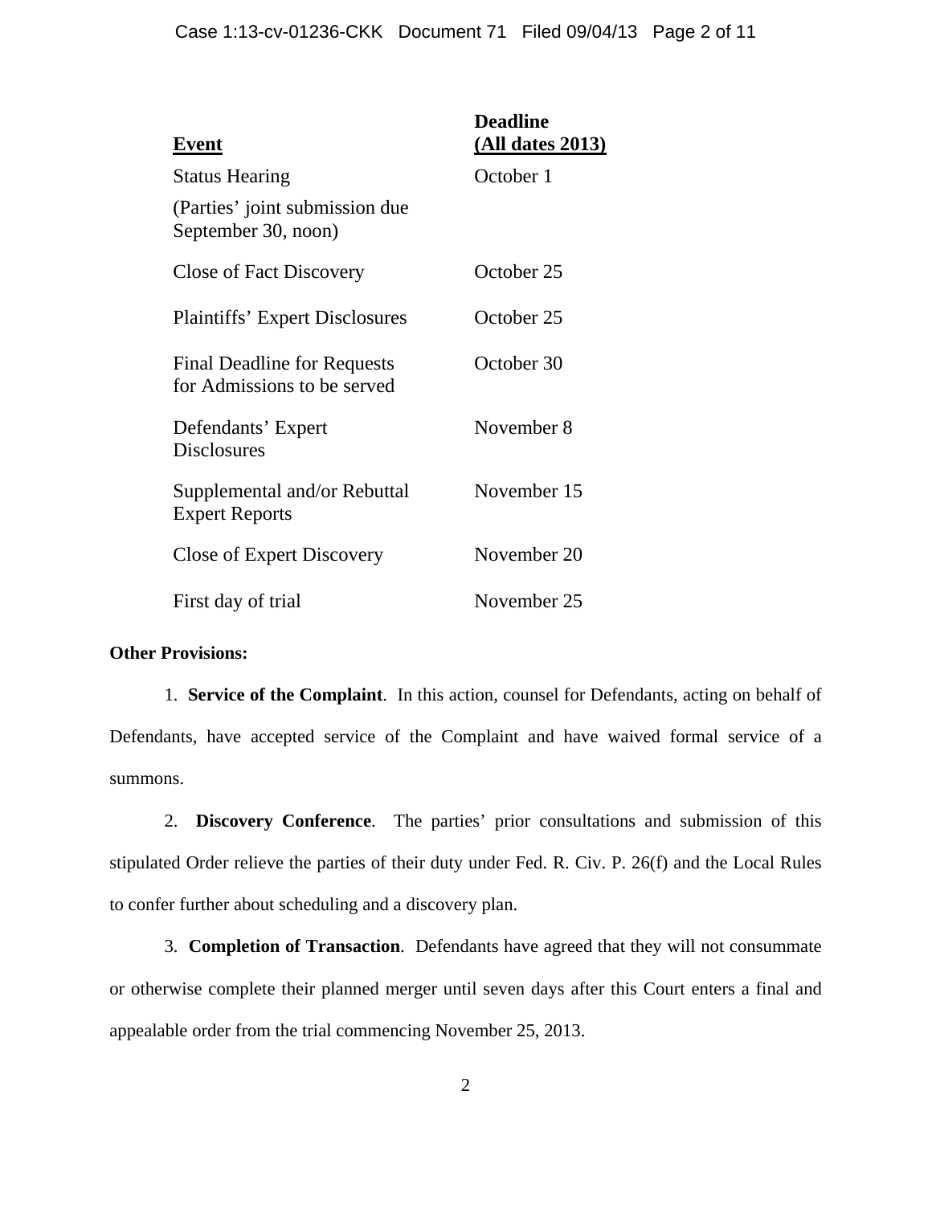| **Event** | **Deadline (All dates 2013)** |
|---|---|
| Status Hearing (Parties' joint submission due September 30, noon) | October 1 |
| Close of Fact Discovery | October 25 |
| Plaintiffs' Expert Disclosures | October 25 |
| Final Deadline for Requests for Admissions to be served | October 30 |
| Defendants' Expert Disclosures | November 8 |
| Supplemental and/or Rebuttal Expert Reports | November 15 |
| Close of Expert Discovery | November 20 |
| First day of trial | November 25 |

**Other Provisions:**

1. **Service of the Complaint**. In this action, counsel for Defendants, acting on behalf of Defendants, have accepted service of the Complaint and have waived formal service of a summons.

2. **Discovery Conference**. The parties' prior consultations and submission of this stipulated Order relieve the parties of their duty under Fed. R. Civ. P. 26(f) and the Local Rules to confer further about scheduling and a discovery plan.

3. **Completion of Transaction**. Defendants have agreed that they will not consummate or otherwise complete their planned merger until seven days after this Court enters a final and appealable order from the trial commencing November 25, 2013.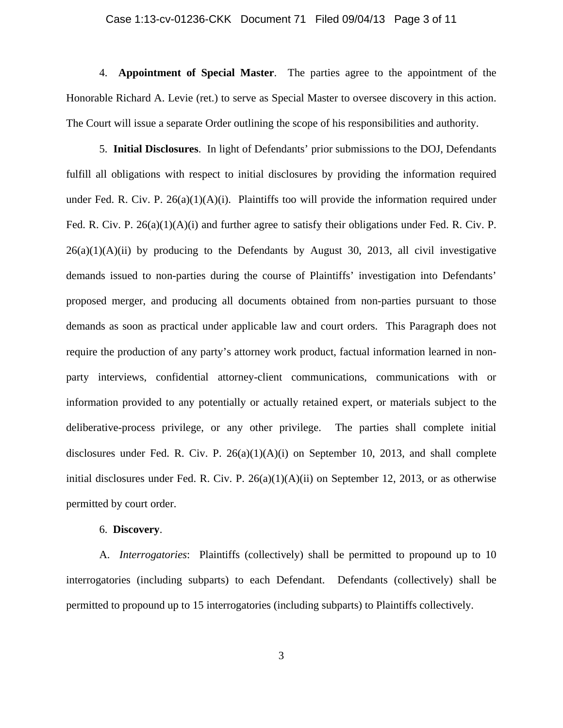4. **Appointment of Special Master**. The parties agree to the appointment of the Honorable Richard A. Levie (ret.) to serve as Special Master to oversee discovery in this action. The Court will issue a separate Order outlining the scope of his responsibilities and authority.

5. **Initial Disclosures**. In light of Defendants' prior submissions to the DOJ, Defendants fulfill all obligations with respect to initial disclosures by providing the information required under Fed. R. Civ. P. 26(a)(1)(A)(i). Plaintiffs too will provide the information required under Fed. R. Civ. P. 26(a)(1)(A)(i) and further agree to satisfy their obligations under Fed. R. Civ. P. 26(a)(1)(A)(ii) by producing to the Defendants by August 30, 2013, all civil investigative demands issued to non-parties during the course of Plaintiffs' investigation into Defendants' proposed merger, and producing all documents obtained from non-parties pursuant to those demands as soon as practical under applicable law and court orders. This Paragraph does not require the production of any party's attorney work product, factual information learned in non-party interviews, confidential attorney-client communications, communications with or information provided to any potentially or actually retained expert, or materials subject to the deliberative-process privilege, or any other privilege. The parties shall complete initial disclosures under Fed. R. Civ. P. 26(a)(1)(A)(i) on September 10, 2013, and shall complete initial disclosures under Fed. R. Civ. P. 26(a)(1)(A)(ii) on September 12, 2013, or as otherwise permitted by court order.

6. **Discovery**.

A. *Interrogatories*: Plaintiffs (collectively) shall be permitted to propound up to 10 interrogatories (including subparts) to each Defendant. Defendants (collectively) shall be permitted to propound up to 15 interrogatories (including subparts) to Plaintiffs collectively.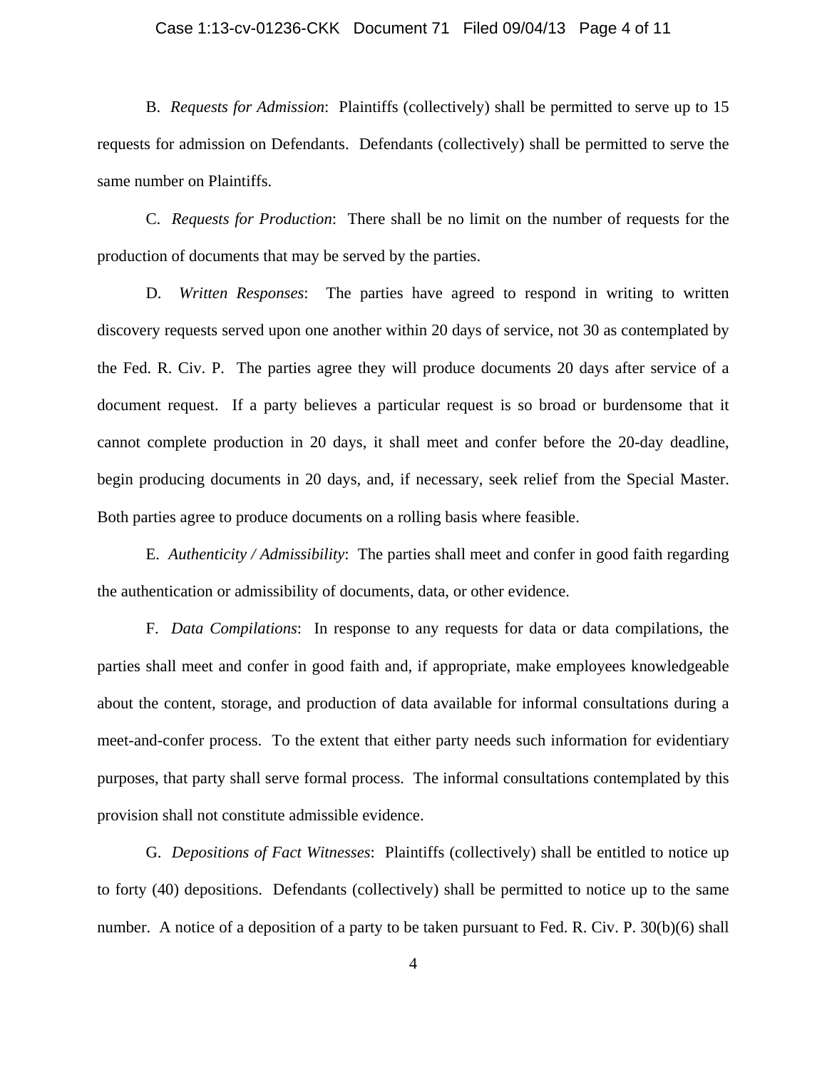B. *Requests for Admission*: Plaintiffs (collectively) shall be permitted to serve up to 15 requests for admission on Defendants. Defendants (collectively) shall be permitted to serve the same number on Plaintiffs.

C. *Requests for Production*: There shall be no limit on the number of requests for the production of documents that may be served by the parties.

D. *Written Responses*: The parties have agreed to respond in writing to written discovery requests served upon one another within 20 days of service, not 30 as contemplated by the Fed. R. Civ. P. The parties agree they will produce documents 20 days after service of a document request. If a party believes a particular request is so broad or burdensome that it cannot complete production in 20 days, it shall meet and confer before the 20-day deadline, begin producing documents in 20 days, and, if necessary, seek relief from the Special Master. Both parties agree to produce documents on a rolling basis where feasible.

E. *Authenticity / Admissibility*: The parties shall meet and confer in good faith regarding the authentication or admissibility of documents, data, or other evidence.

F. *Data Compilations*: In response to any requests for data or data compilations, the parties shall meet and confer in good faith and, if appropriate, make employees knowledgeable about the content, storage, and production of data available for informal consultations during a meet-and-confer process. To the extent that either party needs such information for evidentiary purposes, that party shall serve formal process. The informal consultations contemplated by this provision shall not constitute admissible evidence.

G. *Depositions of Fact Witnesses*: Plaintiffs (collectively) shall be entitled to notice up to forty (40) depositions. Defendants (collectively) shall be permitted to notice up to the same number. A notice of a deposition of a party to be taken pursuant to Fed. R. Civ. P. 30(b)(6) shall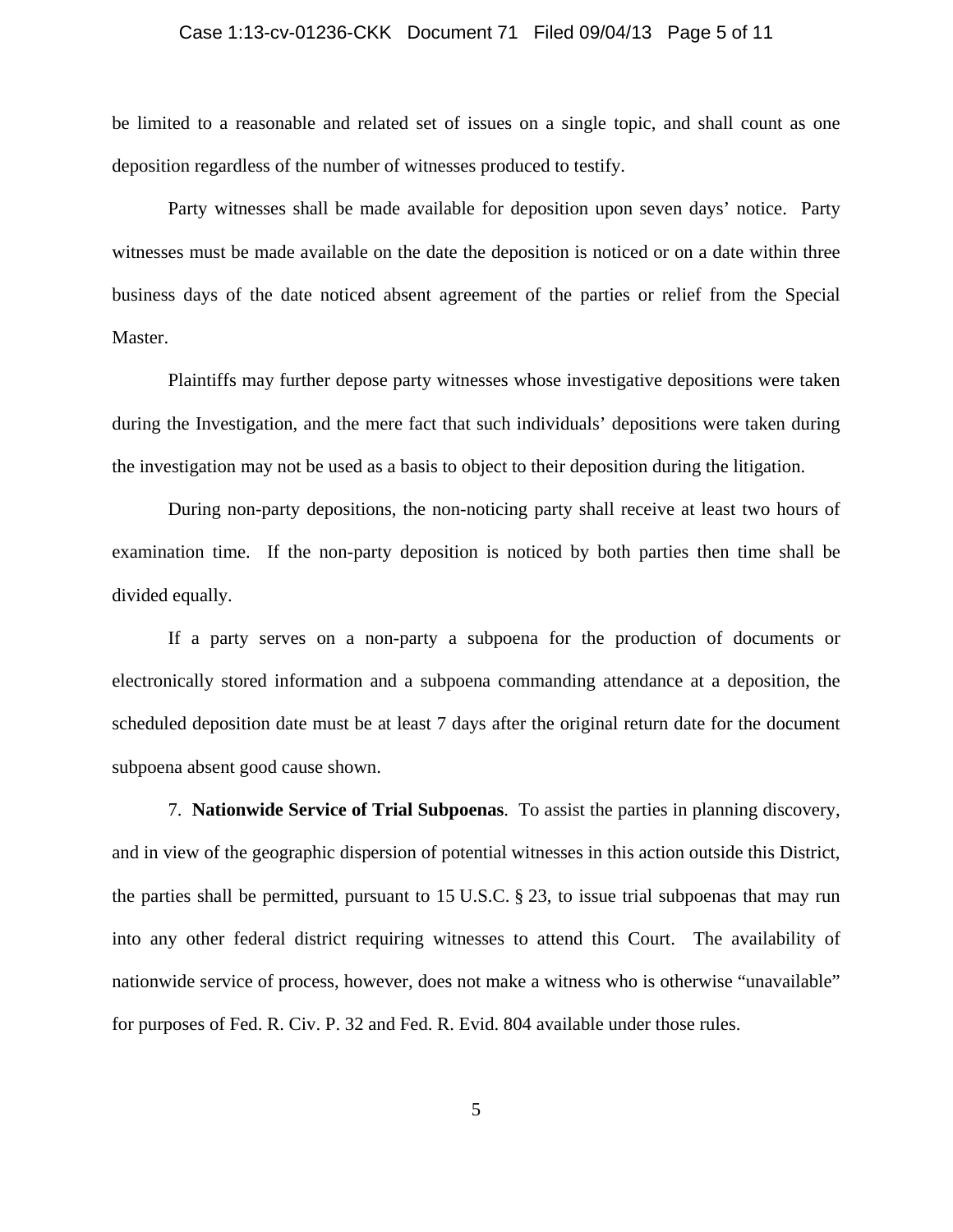be limited to a reasonable and related set of issues on a single topic, and shall count as one deposition regardless of the number of witnesses produced to testify.

Party witnesses shall be made available for deposition upon seven days' notice. Party witnesses must be made available on the date the deposition is noticed or on a date within three business days of the date noticed absent agreement of the parties or relief from the Special Master.

Plaintiffs may further depose party witnesses whose investigative depositions were taken during the Investigation, and the mere fact that such individuals' depositions were taken during the investigation may not be used as a basis to object to their deposition during the litigation.

During non-party depositions, the non-noticing party shall receive at least two hours of examination time. If the non-party deposition is noticed by both parties then time shall be divided equally.

If a party serves on a non-party a subpoena for the production of documents or electronically stored information and a subpoena commanding attendance at a deposition, the scheduled deposition date must be at least 7 days after the original return date for the document subpoena absent good cause shown.

7. **Nationwide Service of Trial Subpoenas**. To assist the parties in planning discovery, and in view of the geographic dispersion of potential witnesses in this action outside this District, the parties shall be permitted, pursuant to 15 U.S.C. § 23, to issue trial subpoenas that may run into any other federal district requiring witnesses to attend this Court. The availability of nationwide service of process, however, does not make a witness who is otherwise "unavailable" for purposes of Fed. R. Civ. P. 32 and Fed. R. Evid. 804 available under those rules.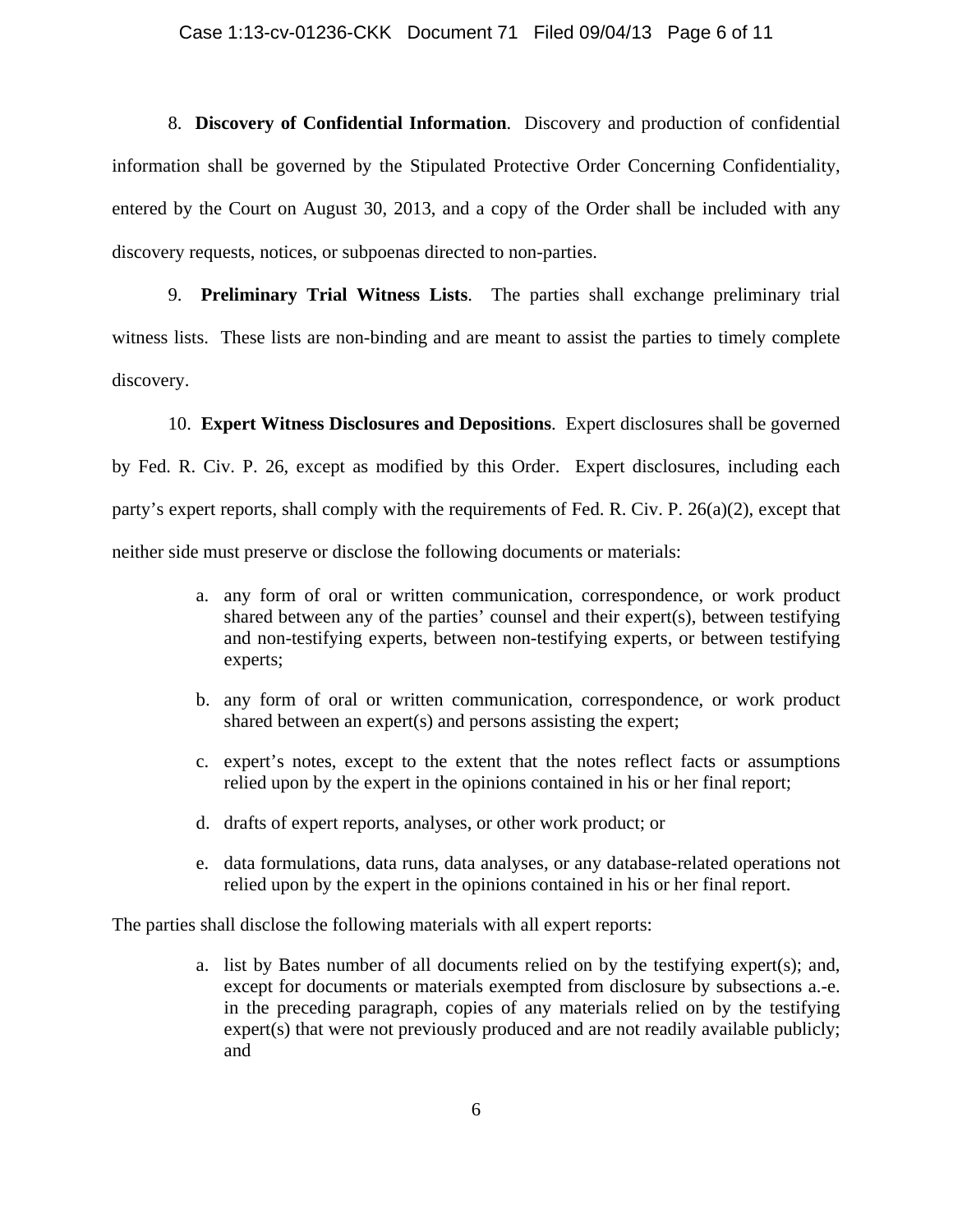8. **Discovery of Confidential Information**. Discovery and production of confidential information shall be governed by the Stipulated Protective Order Concerning Confidentiality, entered by the Court on August 30, 2013, and a copy of the Order shall be included with any discovery requests, notices, or subpoenas directed to non-parties.

9. **Preliminary Trial Witness Lists**. The parties shall exchange preliminary trial witness lists. These lists are non-binding and are meant to assist the parties to timely complete discovery.

10. **Expert Witness Disclosures and Depositions**. Expert disclosures shall be governed by Fed. R. Civ. P. 26, except as modified by this Order. Expert disclosures, including each party's expert reports, shall comply with the requirements of Fed. R. Civ. P. 26(a)(2), except that neither side must preserve or disclose the following documents or materials:

   a. any form of oral or written communication, correspondence, or work product shared between any of the parties' counsel and their expert(s), between testifying and non-testifying experts, between non-testifying experts, or between testifying experts;

   b. any form of oral or written communication, correspondence, or work product shared between an expert(s) and persons assisting the expert;

   c. expert's notes, except to the extent that the notes reflect facts or assumptions relied upon by the expert in the opinions contained in his or her final report;

   d. drafts of expert reports, analyses, or other work product; or

   e. data formulations, data runs, data analyses, or any database-related operations not relied upon by the expert in the opinions contained in his or her final report.

The parties shall disclose the following materials with all expert reports:

   a. list by Bates number of all documents relied on by the testifying expert(s); and, except for documents or materials exempted from disclosure by subsections a.-e. in the preceding paragraph, copies of any materials relied on by the testifying expert(s) that were not previously produced and are not readily available publicly; and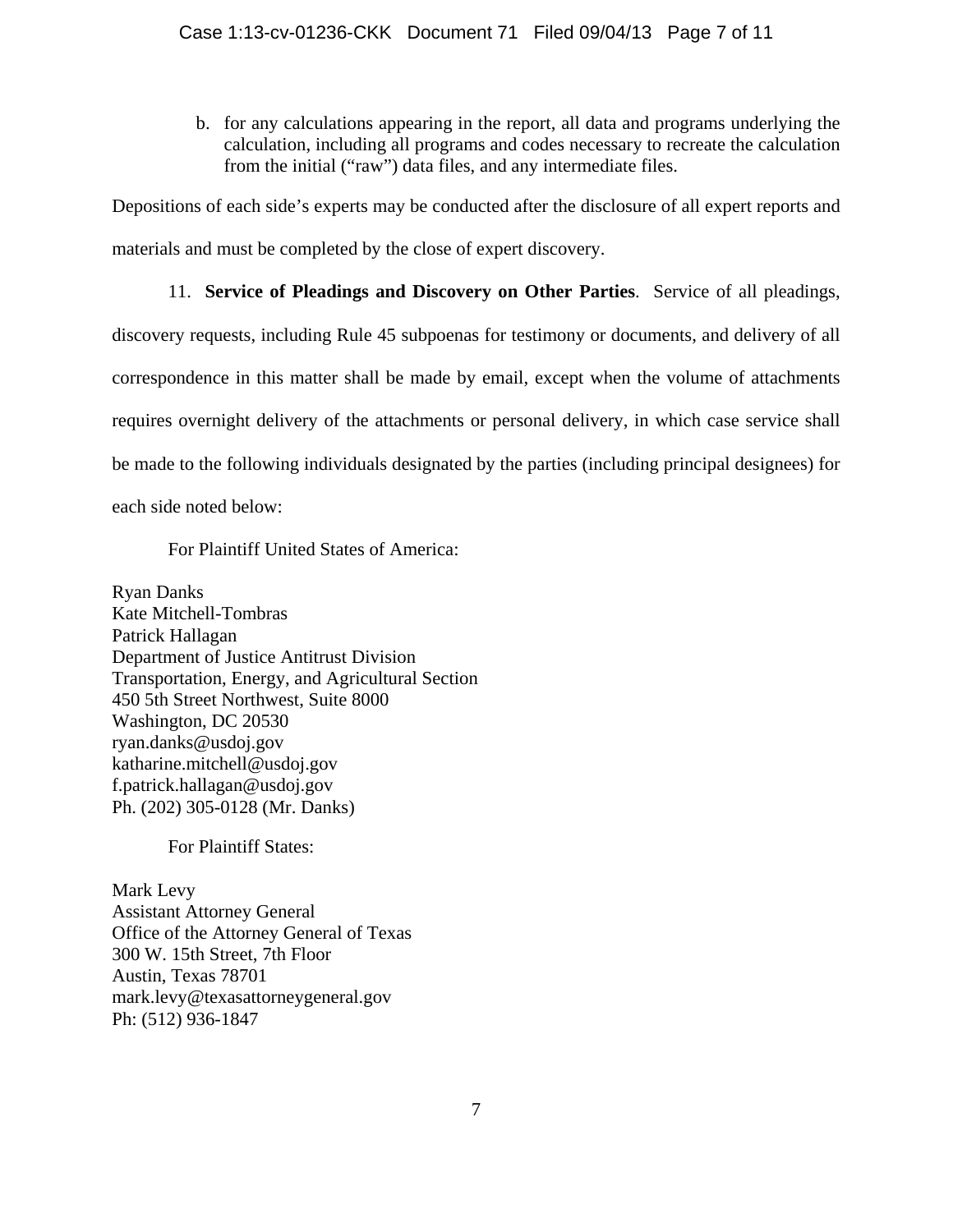b. for any calculations appearing in the report, all data and programs underlying the calculation, including all programs and codes necessary to recreate the calculation from the initial ("raw") data files, and any intermediate files.

Depositions of each side's experts may be conducted after the disclosure of all expert reports and materials and must be completed by the close of expert discovery.

11. **Service of Pleadings and Discovery on Other Parties**. Service of all pleadings, discovery requests, including Rule 45 subpoenas for testimony or documents, and delivery of all correspondence in this matter shall be made by email, except when the volume of attachments requires overnight delivery of the attachments or personal delivery, in which case service shall be made to the following individuals designated by the parties (including principal designees) for each side noted below:

For Plaintiff United States of America:

Ryan Danks
Kate Mitchell-Tombras
Patrick Hallagan
Department of Justice Antitrust Division
Transportation, Energy, and Agricultural Section
450 5th Street Northwest, Suite 8000
Washington, DC 20530
ryan.danks@usdoj.gov
katharine.mitchell@usdoj.gov
f.patrick.hallagan@usdoj.gov
Ph. (202) 305-0128 (Mr. Danks)

For Plaintiff States:

Mark Levy
Assistant Attorney General
Office of the Attorney General of Texas
300 W. 15th Street, 7th Floor
Austin, Texas 78701
mark.levy@texasattorneygeneral.gov
Ph: (512) 936-1847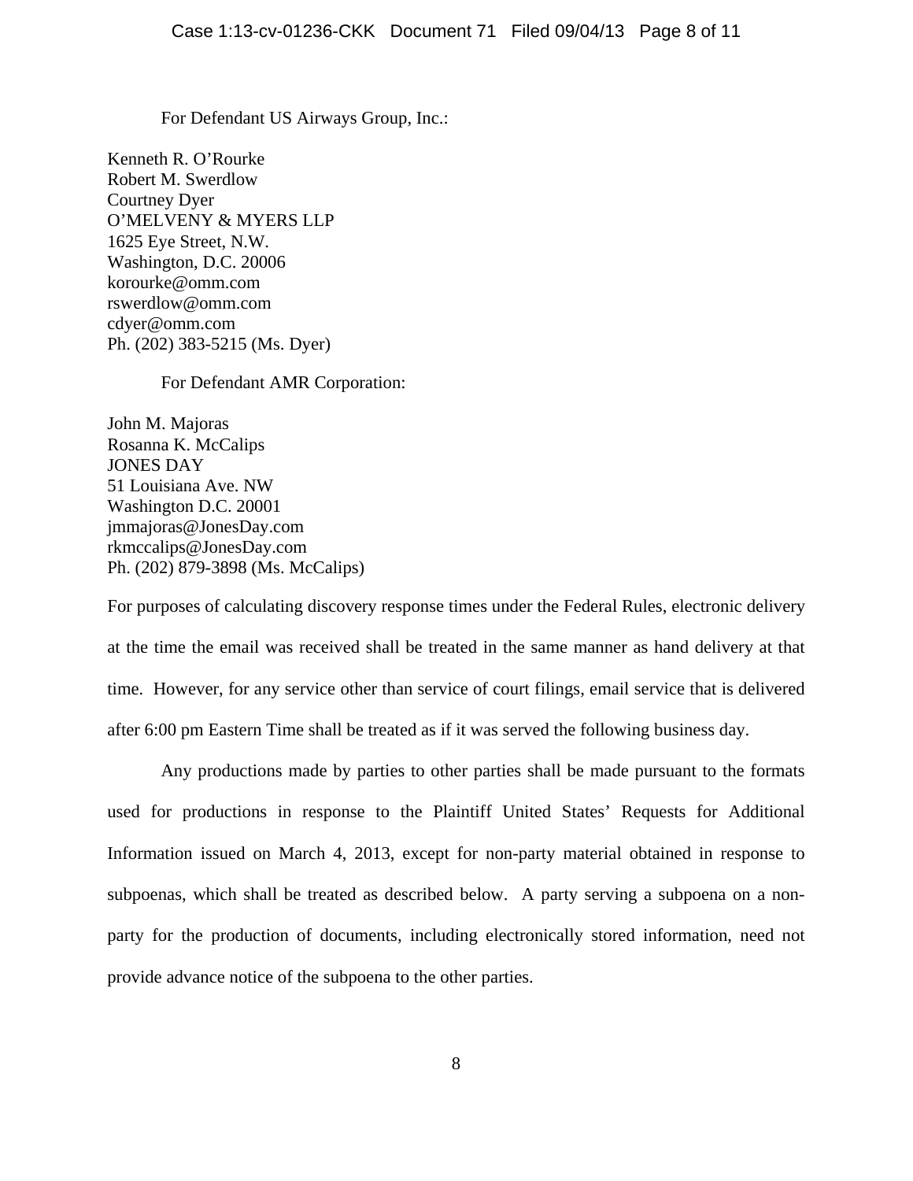For Defendant US Airways Group, Inc.:

Kenneth R. O'Rourke
Robert M. Swerdlow
Courtney Dyer
O'MELVENY & MYERS LLP
1625 Eye Street, N.W.
Washington, D.C. 20006
korourke@omm.com
rswerdlow@omm.com
cdyer@omm.com
Ph. (202) 383-5215 (Ms. Dyer)

For Defendant AMR Corporation:

John M. Majoras
Rosanna K. McCalips
JONES DAY
51 Louisiana Ave. NW
Washington D.C. 20001
jmmajoras@JonesDay.com
rkmccalips@JonesDay.com
Ph. (202) 879-3898 (Ms. McCalips)

For purposes of calculating discovery response times under the Federal Rules, electronic delivery at the time the email was received shall be treated in the same manner as hand delivery at that time. However, for any service other than service of court filings, email service that is delivered after 6:00 pm Eastern Time shall be treated as if it was served the following business day.

Any productions made by parties to other parties shall be made pursuant to the formats used for productions in response to the Plaintiff United States' Requests for Additional Information issued on March 4, 2013, except for non-party material obtained in response to subpoenas, which shall be treated as described below. A party serving a subpoena on a non-party for the production of documents, including electronically stored information, need not provide advance notice of the subpoena to the other parties.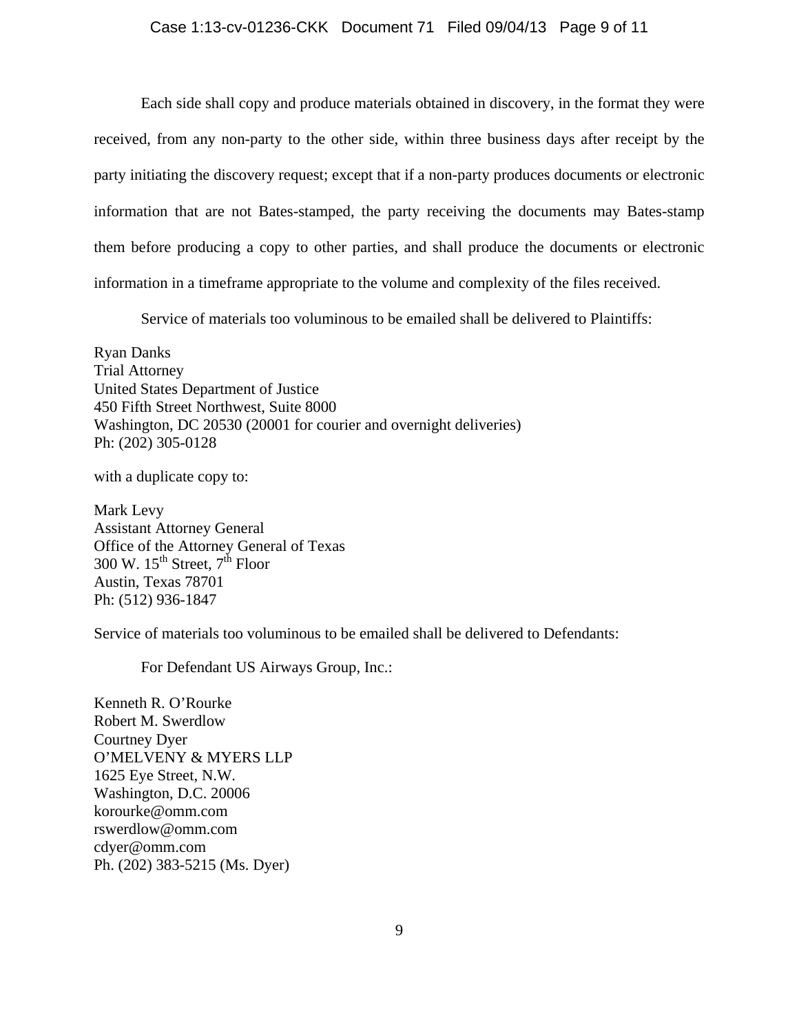Each side shall copy and produce materials obtained in discovery, in the format they were received, from any non-party to the other side, within three business days after receipt by the party initiating the discovery request; except that if a non-party produces documents or electronic information that are not Bates-stamped, the party receiving the documents may Bates-stamp them before producing a copy to other parties, and shall produce the documents or electronic information in a timeframe appropriate to the volume and complexity of the files received.

Service of materials too voluminous to be emailed shall be delivered to Plaintiffs:

Ryan Danks  
Trial Attorney  
United States Department of Justice  
450 Fifth Street Northwest, Suite 8000  
Washington, DC 20530 (20001 for courier and overnight deliveries)  
Ph: (202) 305-0128

with a duplicate copy to:

Mark Levy  
Assistant Attorney General  
Office of the Attorney General of Texas  
300 W. 15th Street, 7th Floor  
Austin, Texas 78701  
Ph: (512) 936-1847

Service of materials too voluminous to be emailed shall be delivered to Defendants:

For Defendant US Airways Group, Inc.:

Kenneth R. O'Rourke  
Robert M. Swerdlow  
Courtney Dyer  
O'MELVENY & MYERS LLP  
1625 Eye Street, N.W.  
Washington, D.C. 20006  
korourke@omm.com  
rswerdlow@omm.com  
cdyer@omm.com  
Ph. (202) 383-5215 (Ms. Dyer)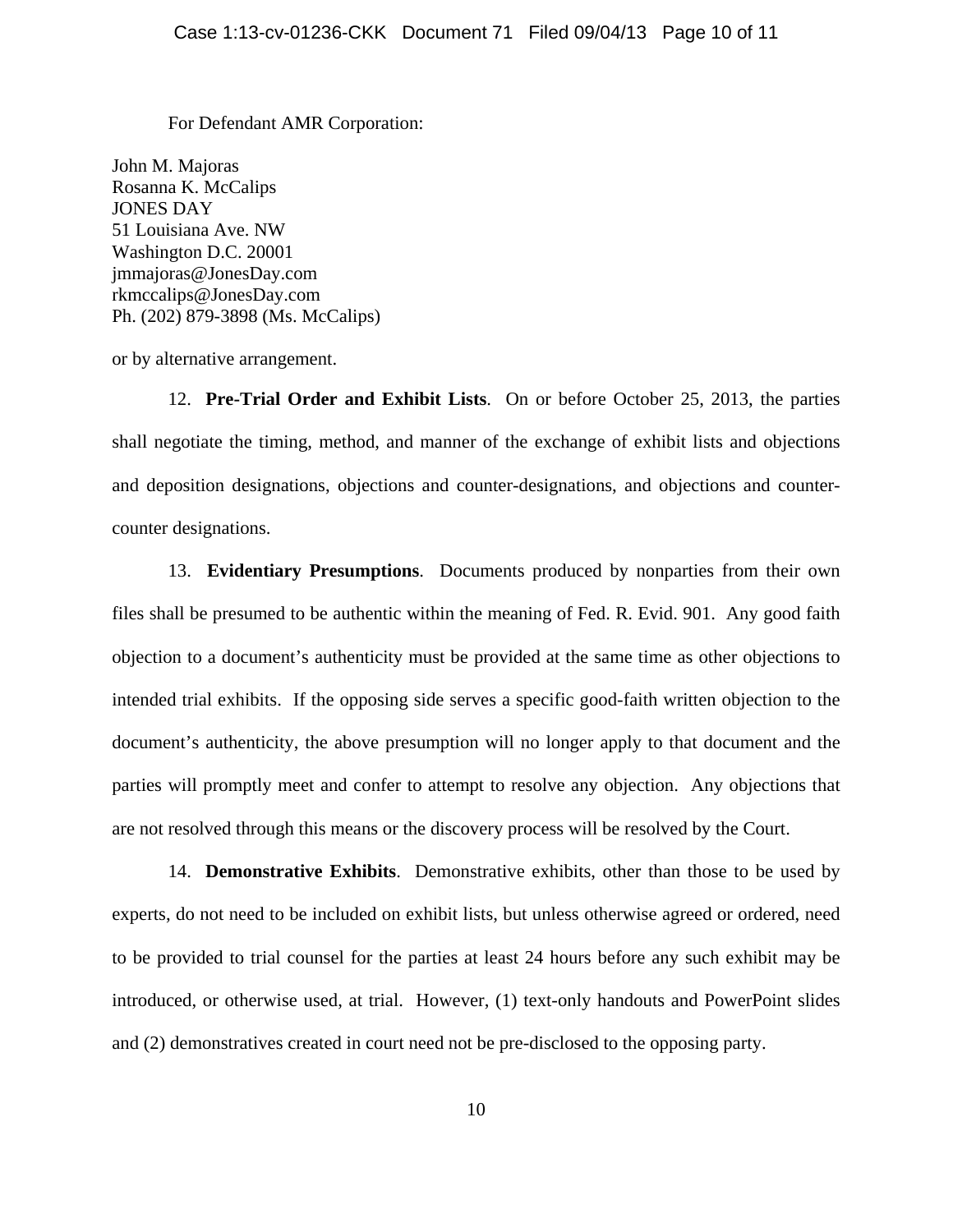For Defendant AMR Corporation:

John M. Majoras
Rosanna K. McCalips
JONES DAY
51 Louisiana Ave. NW
Washington D.C. 20001
jmmajoras@JonesDay.com
rkmccalips@JonesDay.com
Ph. (202) 879-3898 (Ms. McCalips)

or by alternative arrangement.

12. **Pre-Trial Order and Exhibit Lists**. On or before October 25, 2013, the parties shall negotiate the timing, method, and manner of the exchange of exhibit lists and objections and deposition designations, objections and counter-designations, and objections and counter-counter designations.

13. **Evidentiary Presumptions**. Documents produced by nonparties from their own files shall be presumed to be authentic within the meaning of Fed. R. Evid. 901. Any good faith objection to a document's authenticity must be provided at the same time as other objections to intended trial exhibits. If the opposing side serves a specific good-faith written objection to the document's authenticity, the above presumption will no longer apply to that document and the parties will promptly meet and confer to attempt to resolve any objection. Any objections that are not resolved through this means or the discovery process will be resolved by the Court.

14. **Demonstrative Exhibits**. Demonstrative exhibits, other than those to be used by experts, do not need to be included on exhibit lists, but unless otherwise agreed or ordered, need to be provided to trial counsel for the parties at least 24 hours before any such exhibit may be introduced, or otherwise used, at trial. However, (1) text-only handouts and PowerPoint slides and (2) demonstratives created in court need not be pre-disclosed to the opposing party.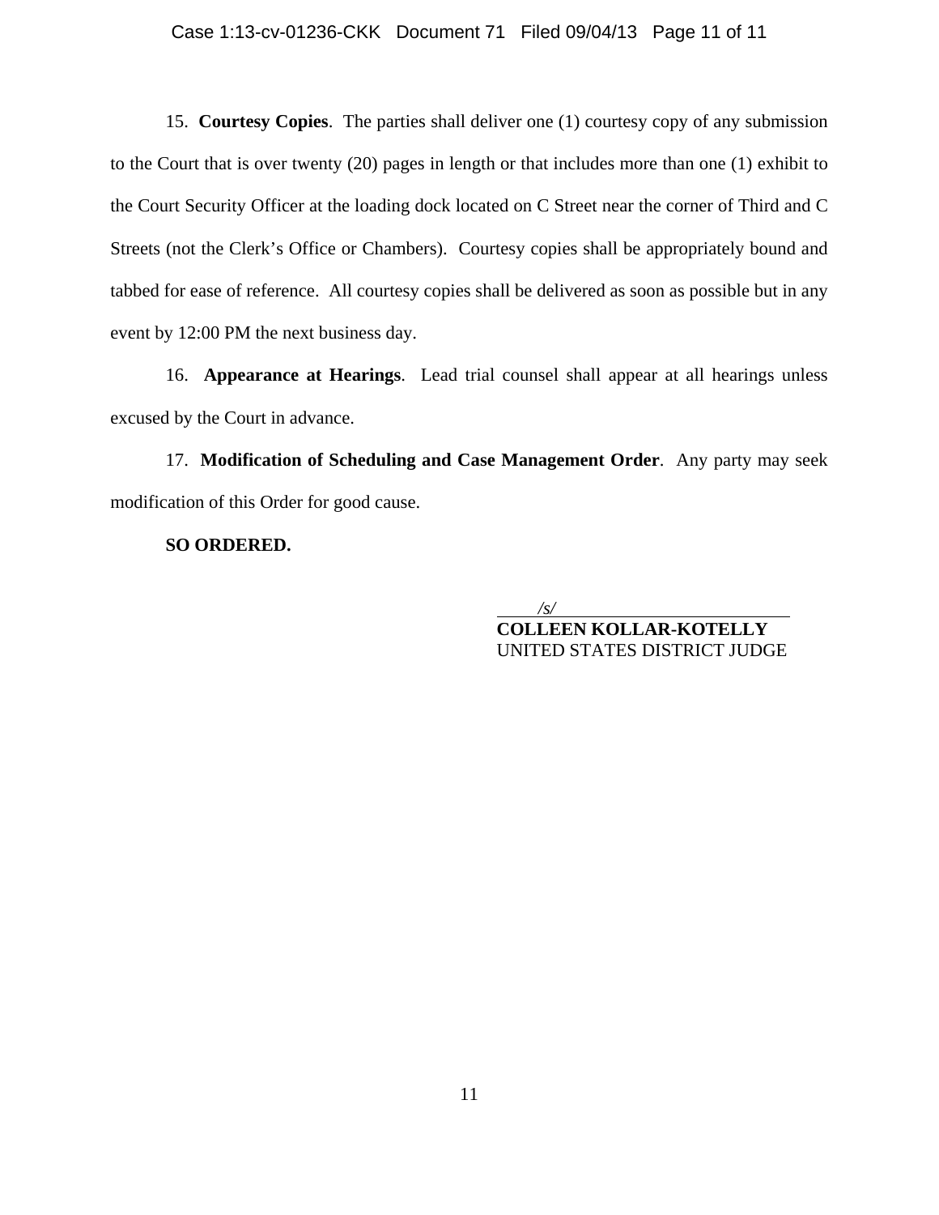15. **Courtesy Copies**. The parties shall deliver one (1) courtesy copy of any submission to the Court that is over twenty (20) pages in length or that includes more than one (1) exhibit to the Court Security Officer at the loading dock located on C Street near the corner of Third and C Streets (not the Clerk's Office or Chambers). Courtesy copies shall be appropriately bound and tabbed for ease of reference. All courtesy copies shall be delivered as soon as possible but in any event by 12:00 PM the next business day.

16. **Appearance at Hearings**. Lead trial counsel shall appear at all hearings unless excused by the Court in advance.

17. **Modification of Scheduling and Case Management Order**. Any party may seek modification of this Order for good cause.

**SO ORDERED.**

*/s/*
**COLLEEN KOLLAR-KOTELLY**
UNITED STATES DISTRICT JUDGE